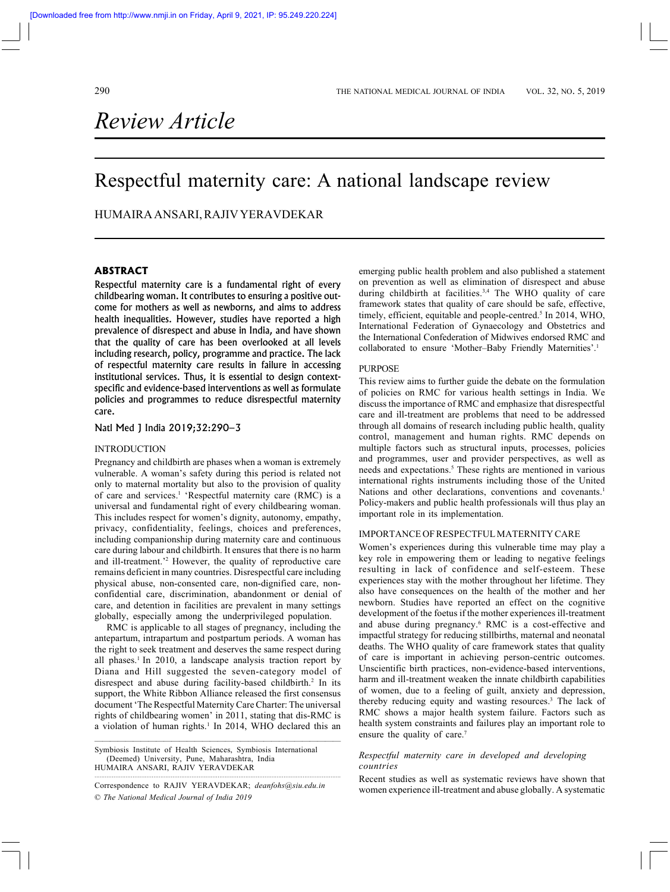*Review Article*

# Respectful maternity care: A national landscape review

HUMAIRA ANSARI, RAJIV YERAVDEKAR

## ABSTRACT

**Respectful maternity care is a fundamental right of every childbearing woman. It contributes to ensuring a positive outcome for mothers as well as newborns, and aims to address health inequalities. However, studies have reported a high prevalence of disrespect and abuse in India, and have shown that the quality of care has been overlooked at all levels including research, policy, programme and practice. The lack of respectful maternity care results in failure in accessing institutional services. Thus, it is essential to design context-specific and evidence-based interventions as well as formulate policies and programmes to reduce disrespectful maternity care.**

Natl Med J India 2019;32:290–3

## INTRODUCTION

Pregnancy and childbirth are phases when a woman is extremely vulnerable. A woman's safety during this period is related not only to maternal mortality but also to the provision of quality of care and services.[1] 'Respectful maternity care (RMC) is a universal and fundamental right of every childbearing woman. This includes respect for women's dignity, autonomy, empathy, privacy, confidentiality, feelings, choices and preferences, including companionship during maternity care and continuous care during labour and childbirth. It ensures that there is no harm and ill-treatment.'[2] However, the quality of reproductive care remains deficient in many countries. Disrespectful care including physical abuse, non-consented care, non-dignified care, non-confidential care, discrimination, abandonment or denial of care, and detention in facilities are prevalent in many settings globally, especially among the underprivileged population.

RMC is applicable to all stages of pregnancy, including the antepartum, intrapartum and postpartum periods. A woman has the right to seek treatment and deserves the same respect during all phases.[1] In 2010, a landscape analysis traction report by Diana and Hill suggested the seven-category model of disrespect and abuse during facility-based childbirth.[2] In its support, the White Ribbon Alliance released the first consensus document 'The Respectful Maternity Care Charter: The universal rights of childbearing women' in 2011, stating that dis-RMC is a violation of human rights.[1] In 2014, WHO declared this an emerging public health problem and also published a statement on prevention as well as elimination of disrespect and abuse during childbirth at facilities.[3,4] The WHO quality of care framework states that quality of care should be safe, effective, timely, efficient, equitable and people-centred.[5] In 2014, WHO, International Federation of Gynaecology and Obstetrics and the International Confederation of Midwives endorsed RMC and collaborated to ensure 'Mother–Baby Friendly Maternities'.[1]

## PURPOSE

This review aims to further guide the debate on the formulation of policies on RMC for various health settings in India. We discuss the importance of RMC and emphasize that disrespectful care and ill-treatment are problems that need to be addressed through all domains of research including public health, quality control, management and human rights. RMC depends on multiple factors such as structural inputs, processes, policies and programmes, user and provider perspectives, as well as needs and expectations.[5] These rights are mentioned in various international rights instruments including those of the United Nations and other declarations, conventions and covenants.[1] Policy-makers and public health professionals will thus play an important role in its implementation.

## IMPORTANCE OF RESPECTFUL MATERNITY CARE

Women's experiences during this vulnerable time may play a key role in empowering them or leading to negative feelings resulting in lack of confidence and self-esteem. These experiences stay with the mother throughout her lifetime. They also have consequences on the health of the mother and her newborn. Studies have reported an effect on the cognitive development of the foetus if the mother experiences ill-treatment and abuse during pregnancy.[6] RMC is a cost-effective and impactful strategy for reducing stillbirths, maternal and neonatal deaths. The WHO quality of care framework states that quality of care is important in achieving person-centric outcomes. Unscientific birth practices, non-evidence-based interventions, harm and ill-treatment weaken the innate childbirth capabilities of women, due to a feeling of guilt, anxiety and depression, thereby reducing equity and wasting resources.[3] The lack of RMC shows a major health system failure. Factors such as health system constraints and failures play an important role to ensure the quality of care.[7]

### *Respectful maternity care in developed and developing countries*

Recent studies as well as systematic reviews have shown that women experience ill-treatment and abuse globally. A systematic

---

Symbiosis Institute of Health Sciences, Symbiosis International (Deemed) University, Pune, Maharashtra, India
HUMAIRA ANSARI, RAJIV YERAVDEKAR

Correspondence to RAJIV YERAVDEKAR; *deanfohs@siu.edu.in*
*© The National Medical Journal of India 2019*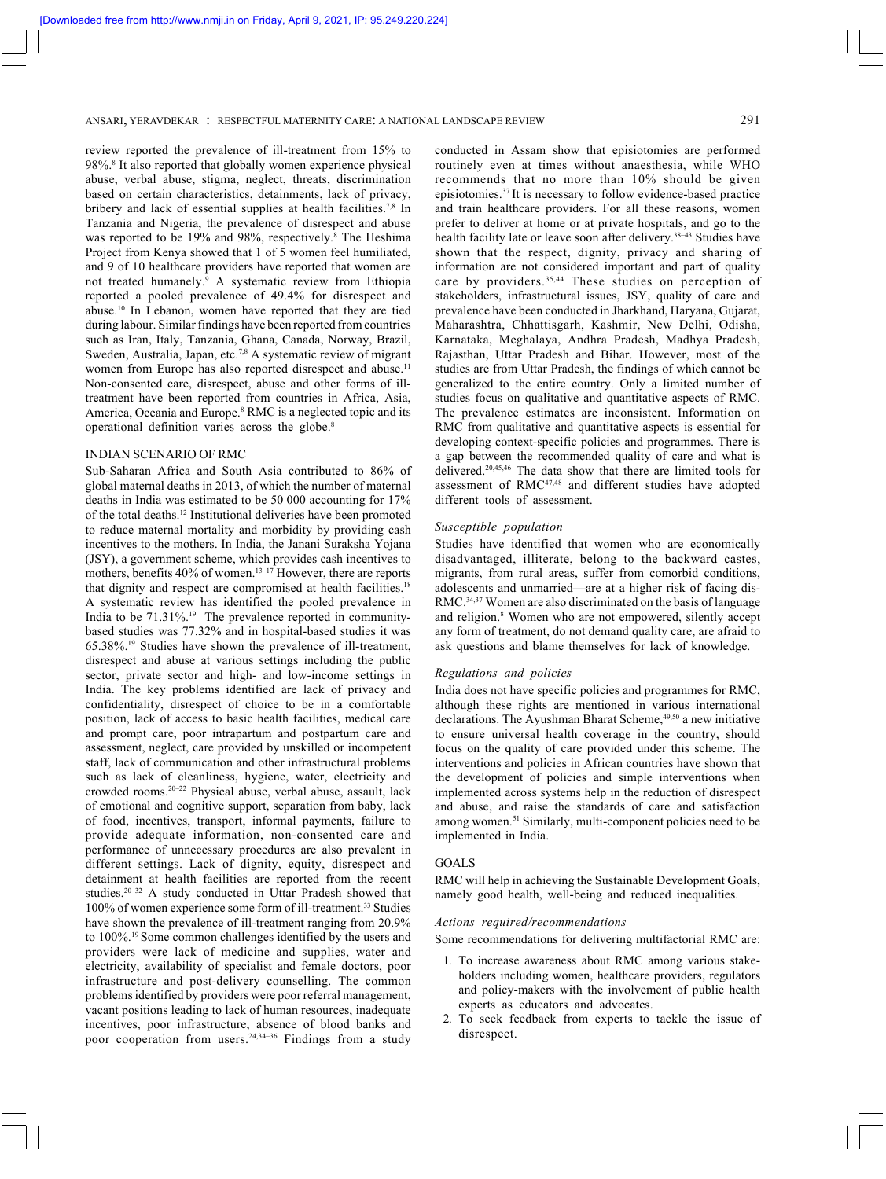review reported the prevalence of ill-treatment from 15% to 98%.[8] It also reported that globally women experience physical abuse, verbal abuse, stigma, neglect, threats, discrimination based on certain characteristics, detainments, lack of privacy, bribery and lack of essential supplies at health facilities.[7,8] In Tanzania and Nigeria, the prevalence of disrespect and abuse was reported to be 19% and 98%, respectively.[8] The Heshima Project from Kenya showed that 1 of 5 women feel humiliated, and 9 of 10 healthcare providers have reported that women are not treated humanely.[9] A systematic review from Ethiopia reported a pooled prevalence of 49.4% for disrespect and abuse.[10] In Lebanon, women have reported that they are tied during labour. Similar findings have been reported from countries such as Iran, Italy, Tanzania, Ghana, Canada, Norway, Brazil, Sweden, Australia, Japan, etc.[7,8] A systematic review of migrant women from Europe has also reported disrespect and abuse.[11] Non-consented care, disrespect, abuse and other forms of ill-treatment have been reported from countries in Africa, Asia, America, Oceania and Europe.[8] RMC is a neglected topic and its operational definition varies across the globe.[8]

## INDIAN SCENARIO OF RMC

Sub-Saharan Africa and South Asia contributed to 86% of global maternal deaths in 2013, of which the number of maternal deaths in India was estimated to be 50 000 accounting for 17% of the total deaths.[12] Institutional deliveries have been promoted to reduce maternal mortality and morbidity by providing cash incentives to the mothers. In India, the Janani Suraksha Yojana (JSY), a government scheme, which provides cash incentives to mothers, benefits 40% of women.[13–17] However, there are reports that dignity and respect are compromised at health facilities.[18] A systematic review has identified the pooled prevalence in India to be 71.31%.[19] The prevalence reported in community-based studies was 77.32% and in hospital-based studies it was 65.38%.[19] Studies have shown the prevalence of ill-treatment, disrespect and abuse at various settings including the public sector, private sector and high- and low-income settings in India. The key problems identified are lack of privacy and confidentiality, disrespect of choice to be in a comfortable position, lack of access to basic health facilities, medical care and prompt care, poor intrapartum and postpartum care and assessment, neglect, care provided by unskilled or incompetent staff, lack of communication and other infrastructural problems such as lack of cleanliness, hygiene, water, electricity and crowded rooms.[20–22] Physical abuse, verbal abuse, assault, lack of emotional and cognitive support, separation from baby, lack of food, incentives, transport, informal payments, failure to provide adequate information, non-consented care and performance of unnecessary procedures are also prevalent in different settings. Lack of dignity, equity, disrespect and detainment at health facilities are reported from the recent studies.[20–32] A study conducted in Uttar Pradesh showed that 100% of women experience some form of ill-treatment.[33] Studies have shown the prevalence of ill-treatment ranging from 20.9% to 100%.[19] Some common challenges identified by the users and providers were lack of medicine and supplies, water and electricity, availability of specialist and female doctors, poor infrastructure and post-delivery counselling. The common problems identified by providers were poor referral management, vacant positions leading to lack of human resources, inadequate incentives, poor infrastructure, absence of blood banks and poor cooperation from users.[24,34–36] Findings from a study conducted in Assam show that episiotomies are performed routinely even at times without anaesthesia, while WHO recommends that no more than 10% should be given episiotomies.[37] It is necessary to follow evidence-based practice and train healthcare providers. For all these reasons, women prefer to deliver at home or at private hospitals, and go to the health facility late or leave soon after delivery.[38–43] Studies have shown that the respect, dignity, privacy and sharing of information are not considered important and part of quality care by providers.[35,44] These studies on perception of stakeholders, infrastructural issues, JSY, quality of care and prevalence have been conducted in Jharkhand, Haryana, Gujarat, Maharashtra, Chhattisgarh, Kashmir, New Delhi, Odisha, Karnataka, Meghalaya, Andhra Pradesh, Madhya Pradesh, Rajasthan, Uttar Pradesh and Bihar. However, most of the studies are from Uttar Pradesh, the findings of which cannot be generalized to the entire country. Only a limited number of studies focus on qualitative and quantitative aspects of RMC. The prevalence estimates are inconsistent. Information on RMC from qualitative and quantitative aspects is essential for developing context-specific policies and programmes. There is a gap between the recommended quality of care and what is delivered.[20,45,46] The data show that there are limited tools for assessment of RMC[47,48] and different studies have adopted different tools of assessment.

### *Susceptible population*

Studies have identified that women who are economically disadvantaged, illiterate, belong to the backward castes, migrants, from rural areas, suffer from comorbid conditions, adolescents and unmarried—are at a higher risk of facing dis-RMC.[34,37] Women are also discriminated on the basis of language and religion.[8] Women who are not empowered, silently accept any form of treatment, do not demand quality care, are afraid to ask questions and blame themselves for lack of knowledge.

### *Regulations and policies*

India does not have specific policies and programmes for RMC, although these rights are mentioned in various international declarations. The Ayushman Bharat Scheme,[49,50] a new initiative to ensure universal health coverage in the country, should focus on the quality of care provided under this scheme. The interventions and policies in African countries have shown that the development of policies and simple interventions when implemented across systems help in the reduction of disrespect and abuse, and raise the standards of care and satisfaction among women.[51] Similarly, multi-component policies need to be implemented in India.

## GOALS

RMC will help in achieving the Sustainable Development Goals, namely good health, well-being and reduced inequalities.

### *Actions required/recommendations*

Some recommendations for delivering multifactorial RMC are:

1. To increase awareness about RMC among various stakeholders including women, healthcare providers, regulators and policy-makers with the involvement of public health experts as educators and advocates.
2. To seek feedback from experts to tackle the issue of disrespect.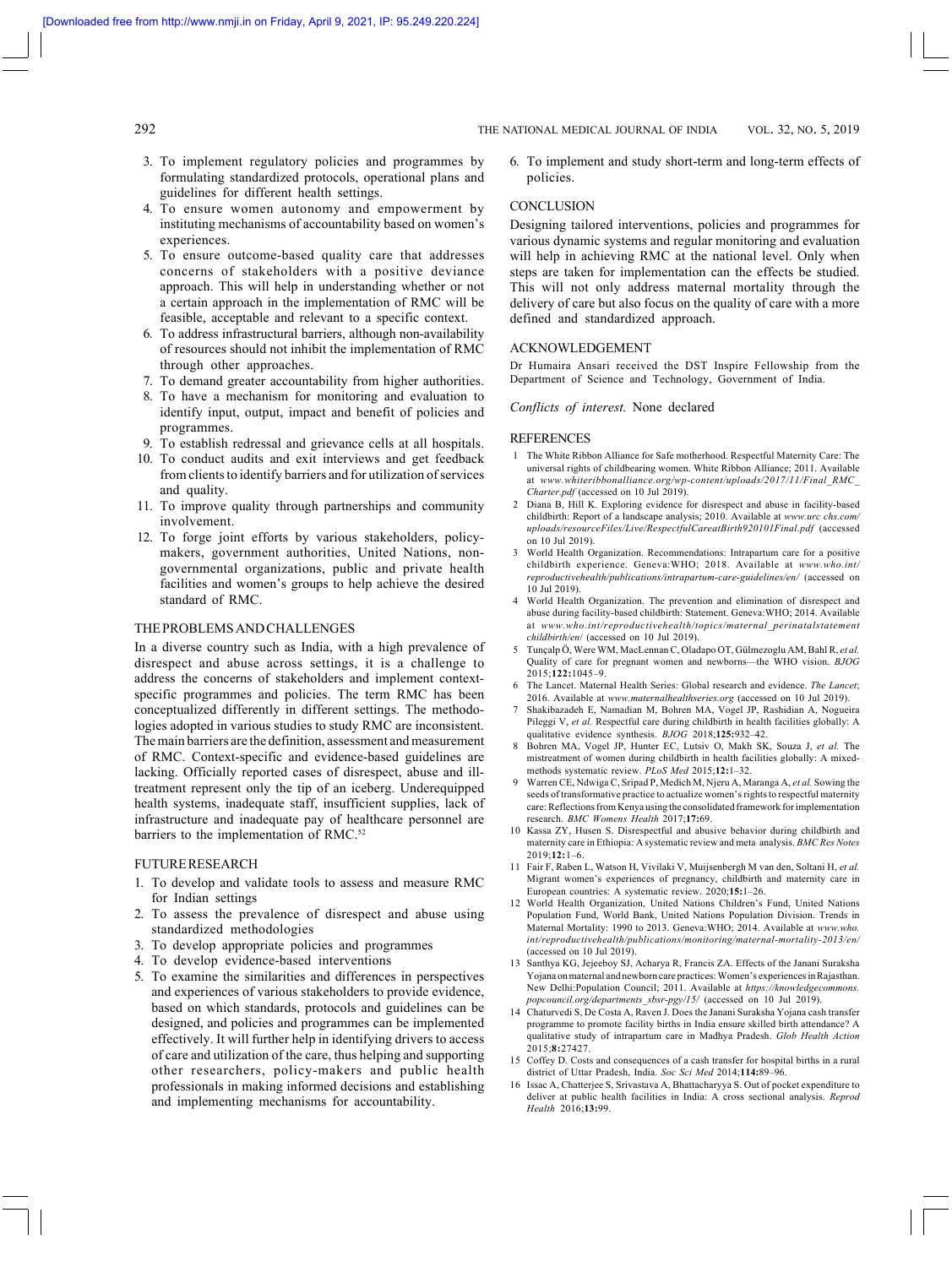3. To implement regulatory policies and programmes by formulating standardized protocols, operational plans and guidelines for different health settings.
4. To ensure women autonomy and empowerment by instituting mechanisms of accountability based on women's experiences.
5. To ensure outcome-based quality care that addresses concerns of stakeholders with a positive deviance approach. This will help in understanding whether or not a certain approach in the implementation of RMC will be feasible, acceptable and relevant to a specific context.
6. To address infrastructural barriers, although non-availability of resources should not inhibit the implementation of RMC through other approaches.
7. To demand greater accountability from higher authorities.
8. To have a mechanism for monitoring and evaluation to identify input, output, impact and benefit of policies and programmes.
9. To establish redressal and grievance cells at all hospitals.
10. To conduct audits and exit interviews and get feedback from clients to identify barriers and for utilization of services and quality.
11. To improve quality through partnerships and community involvement.
12. To forge joint efforts by various stakeholders, policy-makers, government authorities, United Nations, non-governmental organizations, public and private health facilities and women's groups to help achieve the desired standard of RMC.

## THE PROBLEMS AND CHALLENGES

In a diverse country such as India, with a high prevalence of disrespect and abuse across settings, it is a challenge to address the concerns of stakeholders and implement context-specific programmes and policies. The term RMC has been conceptualized differently in different settings. The methodologies adopted in various studies to study RMC are inconsistent. The main barriers are the definition, assessment and measurement of RMC. Context-specific and evidence-based guidelines are lacking. Officially reported cases of disrespect, abuse and ill-treatment represent only the tip of an iceberg. Underequipped health systems, inadequate staff, insufficient supplies, lack of infrastructure and inadequate pay of healthcare personnel are barriers to the implementation of RMC.[52]

## FUTURE RESEARCH

1. To develop and validate tools to assess and measure RMC for Indian settings
2. To assess the prevalence of disrespect and abuse using standardized methodologies
3. To develop appropriate policies and programmes
4. To develop evidence-based interventions
5. To examine the similarities and differences in perspectives and experiences of various stakeholders to provide evidence, based on which standards, protocols and guidelines can be designed, and policies and programmes can be implemented effectively. It will further help in identifying drivers to access of care and utilization of the care, thus helping and supporting other researchers, policy-makers and public health professionals in making informed decisions and establishing and implementing mechanisms for accountability.
6. To implement and study short-term and long-term effects of policies.

## CONCLUSION

Designing tailored interventions, policies and programmes for various dynamic systems and regular monitoring and evaluation will help in achieving RMC at the national level. Only when steps are taken for implementation can the effects be studied. This will not only address maternal mortality through the delivery of care but also focus on the quality of care with a more defined and standardized approach.

## ACKNOWLEDGEMENT

Dr Humaira Ansari received the DST Inspire Fellowship from the Department of Science and Technology, Government of India.

*Conflicts of interest.* None declared

## REFERENCES

1. The White Ribbon Alliance for Safe motherhood. Respectful Maternity Care: The universal rights of childbearing women. White Ribbon Alliance; 2011. Available at *www.whiteribbonalliance.org/wp-content/uploads/2017/11/Final_RMC_Charter.pdf* (accessed on 10 Jul 2019).
2. Diana B, Hill K. Exploring evidence for disrespect and abuse in facility-based childbirth: Report of a landscape analysis; 2010. Available at *www.urc chs.com/uploads/resourceFiles/Live/RespectfulCareatBirth920101Final.pdf* (accessed on 10 Jul 2019).
3. World Health Organization. Recommendations: Intrapartum care for a positive childbirth experience. Geneva:WHO; 2018. Available at *www.who.int/reproductivehealth/publications/intrapartum-care-guidelines/en/* (accessed on 10 Jul 2019).
4. World Health Organization. The prevention and elimination of disrespect and abuse during facility-based childbirth: Statement. Geneva:WHO; 2014. Available at *www.who.int/reproductivehealth/topics/maternal_perinatalstatement childbirth/en/* (accessed on 10 Jul 2019).
5. Tunçalp Ö, Were WM, MacLennan C, Oladapo OT, Gülmezoglu AM, Bahl R, *et al.* Quality of care for pregnant women and newborns—the WHO vision. *BJOG* 2015;**122:**1045–9.
6. The Lancet. Maternal Health Series: Global research and evidence. *The Lancet*; 2016. Available at *www.maternalhealthseries.org* (accessed on 10 Jul 2019).
7. Shakibazadeh E, Namadian M, Bohren MA, Vogel JP, Rashidian A, Nogueira Pileggi V, *et al.* Respectful care during childbirth in health facilities globally: A qualitative evidence synthesis. *BJOG* 2018;**125:**932–42.
8. Bohren MA, Vogel JP, Hunter EC, Lutsiv O, Makh SK, Souza J, *et al.* The mistreatment of women during childbirth in health facilities globally: A mixed-methods systematic review. *PLoS Med* 2015;**12:**1–32.
9. Warren CE, Ndwiga C, Sripad P, Medich M, Njeru A, Maranga A, *et al.* Sowing the seeds of transformative practice to actualize women's rights to respectful maternity care: Reflections from Kenya using the consolidated framework for implementation research. *BMC Womens Health* 2017;**17:**69.
10. Kassa ZY, Husen S. Disrespectful and abusive behavior during childbirth and maternity care in Ethiopia: A systematic review and meta analysis. *BMC Res Notes* 2019;**12:**1–6.
11. Fair F, Raben L, Watson H, Vivilaki V, Muijsenbergh M van den, Soltani H, *et al.* Migrant women's experiences of pregnancy, childbirth and maternity care in European countries: A systematic review. 2020;**15:**1–26.
12. World Health Organization, United Nations Children's Fund, United Nations Population Fund, World Bank, United Nations Population Division. Trends in Maternal Mortality: 1990 to 2013. Geneva:WHO; 2014. Available at *www.who.int/reproductivehealth/publications/monitoring/maternal-mortality-2013/en/* (accessed on 10 Jul 2019).
13. Santhya KG, Jejeeboy SJ, Acharya R, Francis ZA. Effects of the Janani Suraksha Yojana on maternal and newborn care practices: Women's experiences in Rajasthan. New Delhi:Population Council; 2011. Available at *https://knowledgecommons.popcouncil.org/departments_sbsr-pgy/15/* (accessed on 10 Jul 2019).
14. Chaturvedi S, De Costa A, Raven J. Does the Janani Suraksha Yojana cash transfer programme to promote facility births in India ensure skilled birth attendance? A qualitative study of intrapartum care in Madhya Pradesh. *Glob Health Action* 2015;**8:**27427.
15. Coffey D. Costs and consequences of a cash transfer for hospital births in a rural district of Uttar Pradesh, India. *Soc Sci Med* 2014;**114:**89–96.
16. Issac A, Chatterjee S, Srivastava A, Bhattacharyya S. Out of pocket expenditure to deliver at public health facilities in India: A cross sectional analysis. *Reprod Health* 2016;**13:**99.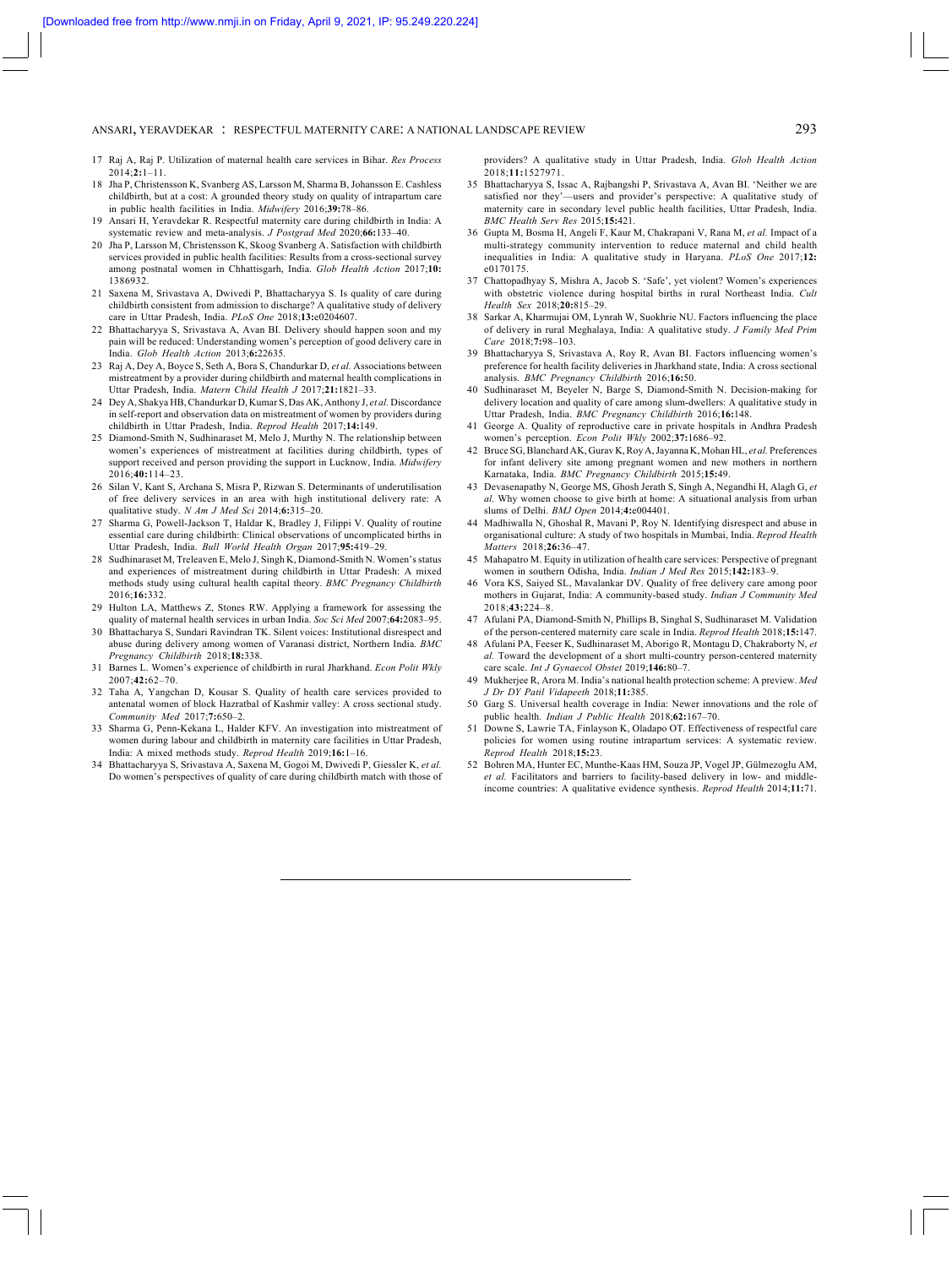17 Raj A, Raj P. Utilization of maternal health care services in Bihar. *Res Process* 2014;**2:**1–11.

18 Jha P, Christensson K, Svanberg AS, Larsson M, Sharma B, Johansson E. Cashless childbirth, but at a cost: A grounded theory study on quality of intrapartum care in public health facilities in India. *Midwifery* 2016;**39:**78–86.

19 Ansari H, Yeravdekar R. Respectful maternity care during childbirth in India: A systematic review and meta-analysis. *J Postgrad Med* 2020;**66:**133–40.

20 Jha P, Larsson M, Christensson K, Skoog Svanberg A. Satisfaction with childbirth services provided in public health facilities: Results from a cross-sectional survey among postnatal women in Chhattisgarh, India. *Glob Health Action* 2017;**10:** 1386932.

21 Saxena M, Srivastava A, Dwivedi P, Bhattacharyya S. Is quality of care during childbirth consistent from admission to discharge? A qualitative study of delivery care in Uttar Pradesh, India. *PLoS One* 2018;**13:**e0204607.

22 Bhattacharyya S, Srivastava A, Avan BI. Delivery should happen soon and my pain will be reduced: Understanding women's perception of good delivery care in India. *Glob Health Action* 2013;**6:**22635.

23 Raj A, Dey A, Boyce S, Seth A, Bora S, Chandurkar D, *et al.* Associations between mistreatment by a provider during childbirth and maternal health complications in Uttar Pradesh, India. *Matern Child Health J* 2017;**21:**1821–33.

24 Dey A, Shakya HB, Chandurkar D, Kumar S, Das AK, Anthony J, *et al.* Discordance in self-report and observation data on mistreatment of women by providers during childbirth in Uttar Pradesh, India. *Reprod Health* 2017;**14:**149.

25 Diamond-Smith N, Sudhinaraset M, Melo J, Murthy N. The relationship between women's experiences of mistreatment at facilities during childbirth, types of support received and person providing the support in Lucknow, India. *Midwifery* 2016;**40:**114–23.

26 Silan V, Kant S, Archana S, Misra P, Rizwan S. Determinants of underutilisation of free delivery services in an area with high institutional delivery rate: A qualitative study. *N Am J Med Sci* 2014;**6:**315–20.

27 Sharma G, Powell-Jackson T, Haldar K, Bradley J, Filippi V. Quality of routine essential care during childbirth: Clinical observations of uncomplicated births in Uttar Pradesh, India. *Bull World Health Organ* 2017;**95:**419–29.

28 Sudhinaraset M, Treleaven E, Melo J, Singh K, Diamond-Smith N. Women's status and experiences of mistreatment during childbirth in Uttar Pradesh: A mixed methods study using cultural health capital theory. *BMC Pregnancy Childbirth* 2016;**16:**332.

29 Hulton LA, Matthews Z, Stones RW. Applying a framework for assessing the quality of maternal health services in urban India. *Soc Sci Med* 2007;**64:**2083–95.

30 Bhattacharya S, Sundari Ravindran TK. Silent voices: Institutional disrespect and abuse during delivery among women of Varanasi district, Northern India. *BMC Pregnancy Childbirth* 2018;**18:**338.

31 Barnes L. Women's experience of childbirth in rural Jharkhand. *Econ Polit Wkly* 2007;**42:**62–70.

32 Taha A, Yangchan D, Kousar S. Quality of health care services provided to antenatal women of block Hazratbal of Kashmir valley: A cross sectional study. *Community Med* 2017;**7:**650–2.

33 Sharma G, Penn-Kekana L, Halder KFV. An investigation into mistreatment of women during labour and childbirth in maternity care facilities in Uttar Pradesh, India: A mixed methods study. *Reprod Health* 2019;**16:**1–16.

34 Bhattacharyya S, Srivastava A, Saxena M, Gogoi M, Dwivedi P, Giessler K, *et al.* Do women's perspectives of quality of care during childbirth match with those of providers? A qualitative study in Uttar Pradesh, India. *Glob Health Action* 2018;**11:**1527971.

35 Bhattacharyya S, Issac A, Rajbangshi P, Srivastava A, Avan BI. 'Neither we are satisfied nor they'—users and provider's perspective: A qualitative study of maternity care in secondary level public health facilities, Uttar Pradesh, India. *BMC Health Serv Res* 2015;**15:**421.

36 Gupta M, Bosma H, Angeli F, Kaur M, Chakrapani V, Rana M, *et al.* Impact of a multi-strategy community intervention to reduce maternal and child health inequalities in India: A qualitative study in Haryana. *PLoS One* 2017;**12:** e0170175.

37 Chattopadhyay S, Mishra A, Jacob S. 'Safe', yet violent? Women's experiences with obstetric violence during hospital births in rural Northeast India. *Cult Health Sex* 2018;**20:**815–29.

38 Sarkar A, Kharmujai OM, Lynrah W, Suokhrie NU. Factors influencing the place of delivery in rural Meghalaya, India: A qualitative study. *J Family Med Prim Care* 2018;**7:**98–103.

39 Bhattacharyya S, Srivastava A, Roy R, Avan BI. Factors influencing women's preference for health facility deliveries in Jharkhand state, India: A cross sectional analysis. *BMC Pregnancy Childbirth* 2016;**16:**50.

40 Sudhinaraset M, Beyeler N, Barge S, Diamond-Smith N. Decision-making for delivery location and quality of care among slum-dwellers: A qualitative study in Uttar Pradesh, India. *BMC Pregnancy Childbirth* 2016;**16:**148.

41 George A. Quality of reproductive care in private hospitals in Andhra Pradesh women's perception. *Econ Polit Wkly* 2002;**37:**1686–92.

42 Bruce SG, Blanchard AK, Gurav K, Roy A, Jayanna K, Mohan HL, *et al.* Preferences for infant delivery site among pregnant women and new mothers in northern Karnataka, India. *BMC Pregnancy Childbirth* 2015;**15:**49.

43 Devasenapathy N, George MS, Ghosh Jerath S, Singh A, Negandhi H, Alagh G, *et al.* Why women choose to give birth at home: A situational analysis from urban slums of Delhi. *BMJ Open* 2014;**4:**e004401.

44 Madhiwalla N, Ghoshal R, Mavani P, Roy N. Identifying disrespect and abuse in organisational culture: A study of two hospitals in Mumbai, India. *Reprod Health Matters* 2018;**26:**36–47.

45 Mahapatro M. Equity in utilization of health care services: Perspective of pregnant women in southern Odisha, India. *Indian J Med Res* 2015;**142:**183–9.

46 Vora KS, Saiyed SL, Mavalankar DV. Quality of free delivery care among poor mothers in Gujarat, India: A community-based study. *Indian J Community Med* 2018;**43:**224–8.

47 Afulani PA, Diamond-Smith N, Phillips B, Singhal S, Sudhinaraset M. Validation of the person-centered maternity care scale in India. *Reprod Health* 2018;**15:**147.

48 Afulani PA, Feeser K, Sudhinaraset M, Aborigo R, Montagu D, Chakraborty N, *et al.* Toward the development of a short multi-country person-centered maternity care scale. *Int J Gynaecol Obstet* 2019;**146:**80–7.

49 Mukherjee R, Arora M. India's national health protection scheme: A preview. *Med J Dr DY Patil Vidapeeth* 2018;**11:**385.

50 Garg S. Universal health coverage in India: Newer innovations and the role of public health. *Indian J Public Health* 2018;**62:**167–70.

51 Downe S, Lawrie TA, Finlayson K, Oladapo OT. Effectiveness of respectful care policies for women using routine intrapartum services: A systematic review. *Reprod Health* 2018;**15:**23.

52 Bohren MA, Hunter EC, Munthe-Kaas HM, Souza JP, Vogel JP, Gülmezoglu AM, *et al.* Facilitators and barriers to facility-based delivery in low- and middle-income countries: A qualitative evidence synthesis. *Reprod Health* 2014;**11:**71.